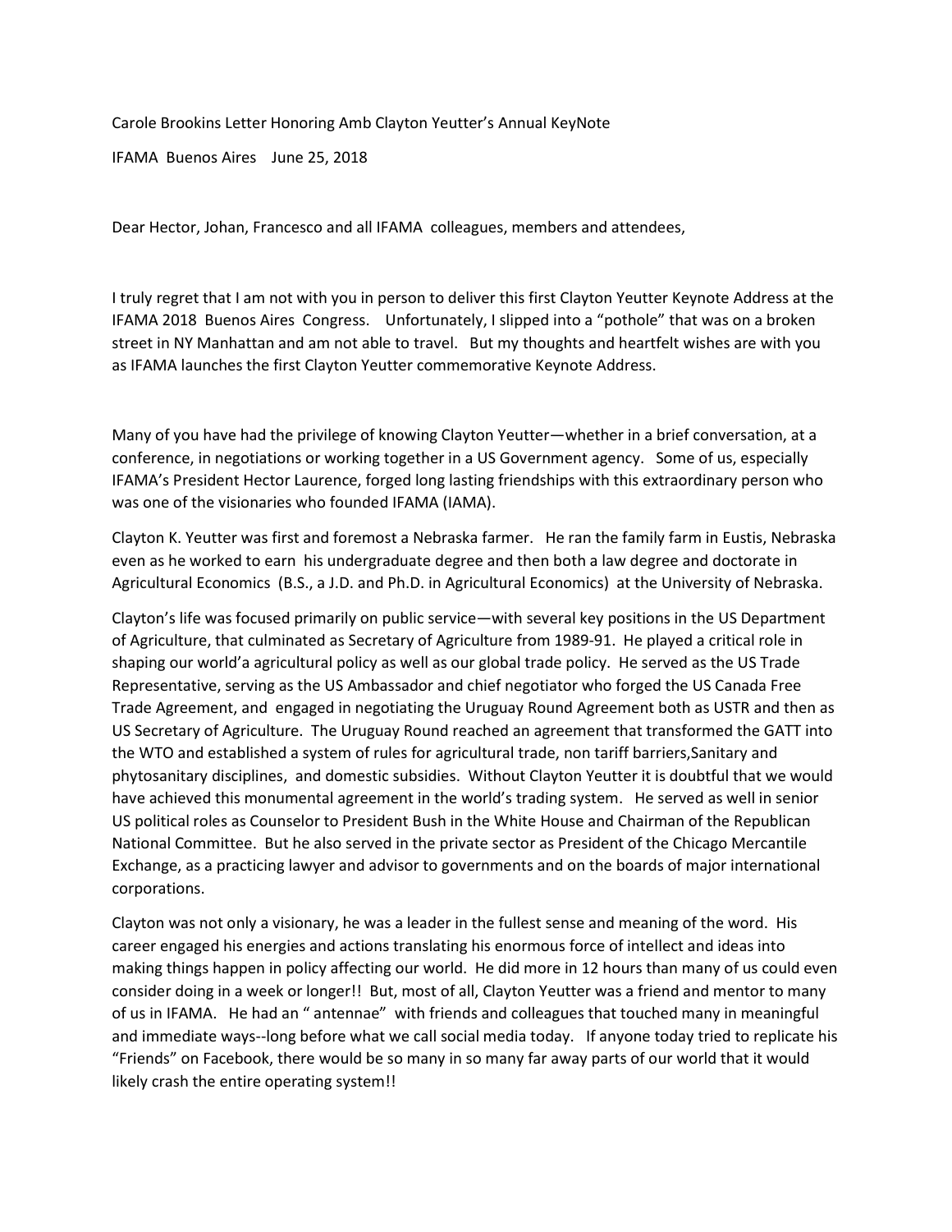Carole Brookins Letter Honoring Amb Clayton Yeutter's Annual KeyNote

IFAMA Buenos Aires June 25, 2018

Dear Hector, Johan, Francesco and all IFAMA colleagues, members and attendees,

I truly regret that I am not with you in person to deliver this first Clayton Yeutter Keynote Address at the IFAMA 2018 Buenos Aires Congress. Unfortunately, I slipped into a "pothole" that was on a broken street in NY Manhattan and am not able to travel. But my thoughts and heartfelt wishes are with you as IFAMA launches the first Clayton Yeutter commemorative Keynote Address.

Many of you have had the privilege of knowing Clayton Yeutter—whether in a brief conversation, at a conference, in negotiations or working together in a US Government agency. Some of us, especially IFAMA's President Hector Laurence, forged long lasting friendships with this extraordinary person who was one of the visionaries who founded IFAMA (IAMA).

Clayton K. Yeutter was first and foremost a Nebraska farmer. He ran the family farm in Eustis, Nebraska even as he worked to earn his undergraduate degree and then both a law degree and doctorate in Agricultural Economics (B.S., a J.D. and Ph.D. in Agricultural Economics) at the University of Nebraska.

Clayton's life was focused primarily on public service—with several key positions in the US Department of Agriculture, that culminated as Secretary of Agriculture from 1989-91. He played a critical role in shaping our world'a agricultural policy as well as our global trade policy. He served as the US Trade Representative, serving as the US Ambassador and chief negotiator who forged the US Canada Free Trade Agreement, and engaged in negotiating the Uruguay Round Agreement both as USTR and then as US Secretary of Agriculture. The Uruguay Round reached an agreement that transformed the GATT into the WTO and established a system of rules for agricultural trade, non tariff barriers,Sanitary and phytosanitary disciplines, and domestic subsidies. Without Clayton Yeutter it is doubtful that we would have achieved this monumental agreement in the world's trading system. He served as well in senior US political roles as Counselor to President Bush in the White House and Chairman of the Republican National Committee. But he also served in the private sector as President of the Chicago Mercantile Exchange, as a practicing lawyer and advisor to governments and on the boards of major international corporations.

Clayton was not only a visionary, he was a leader in the fullest sense and meaning of the word. His career engaged his energies and actions translating his enormous force of intellect and ideas into making things happen in policy affecting our world. He did more in 12 hours than many of us could even consider doing in a week or longer!! But, most of all, Clayton Yeutter was a friend and mentor to many of us in IFAMA. He had an " antennae" with friends and colleagues that touched many in meaningful and immediate ways--long before what we call social media today. If anyone today tried to replicate his "Friends" on Facebook, there would be so many in so many far away parts of our world that it would likely crash the entire operating system!!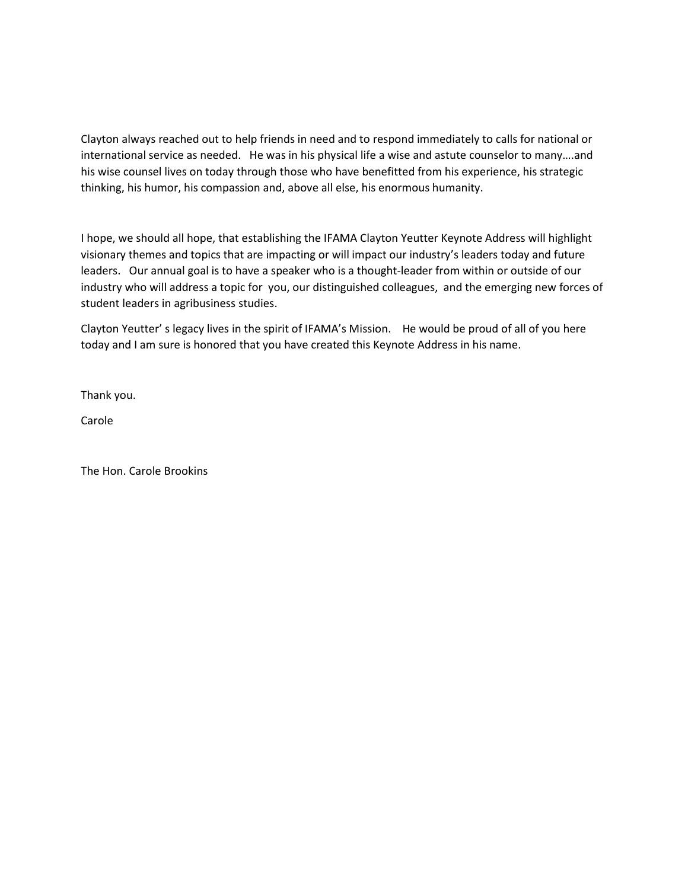Clayton always reached out to help friends in need and to respond immediately to calls for national or international service as needed. He was in his physical life a wise and astute counselor to many….and his wise counsel lives on today through those who have benefitted from his experience, his strategic thinking, his humor, his compassion and, above all else, his enormous humanity.

I hope, we should all hope, that establishing the IFAMA Clayton Yeutter Keynote Address will highlight visionary themes and topics that are impacting or will impact our industry's leaders today and future leaders. Our annual goal is to have a speaker who is a thought-leader from within or outside of our industry who will address a topic for you, our distinguished colleagues, and the emerging new forces of student leaders in agribusiness studies.

Clayton Yeutter' s legacy lives in the spirit of IFAMA's Mission. He would be proud of all of you here today and I am sure is honored that you have created this Keynote Address in his name.

Thank you.

Carole

The Hon. Carole Brookins